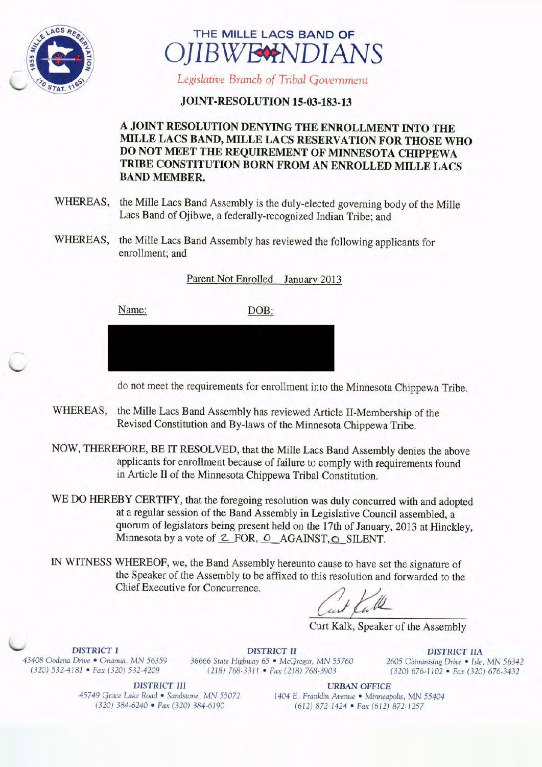# THE MILLE LACS BAND OF OJIBWE INDIANS

*Legislative Branch of Tribal Government*

## JOINT-RESOLUTION 15-03-183-13

**A JOINT RESOLUTION DENYING THE ENROLLMENT INTO THE MILLE LACS BAND, MILLE LACS RESERVATION FOR THOSE WHO DO NOT MEET THE REQUIREMENT OF MINNESOTA CHIPPEWA TRIBE CONSTITUTION BORN FROM AN ENROLLED MILLE LACS BAND MEMBER.**

WHEREAS, the Mille Lacs Band Assembly is the duly-elected governing body of the Mille Lacs Band of Ojibwe, a federally-recognized Indian Tribe; and

WHEREAS, the Mille Lacs Band Assembly has reviewed the following applicants for enrollment; and

Parent Not Enrolled January 2013

| Name: | DOB: |
|---|---|
| [redacted] | [redacted] |

do not meet the requirements for enrollment into the Minnesota Chippewa Tribe.

WHEREAS, the Mille Lacs Band Assembly has reviewed Article II-Membership of the Revised Constitution and By-laws of the Minnesota Chippewa Tribe.

NOW, THEREFORE, BE IT RESOLVED, that the Mille Lacs Band Assembly denies the above applicants for enrollment because of failure to comply with requirements found in Article II of the Minnesota Chippewa Tribal Constitution.

WE DO HEREBY CERTIFY, that the foregoing resolution was duly concurred with and adopted at a regular session of the Band Assembly in Legislative Council assembled, a quorum of legislators being present held on the 17th of January, 2013 at Hinckley, Minnesota by a vote of 2 FOR, 0 AGAINST, 0 SILENT.

IN WITNESS WHEREOF, we, the Band Assembly hereunto cause to have set the signature of the Speaker of the Assembly to be affixed to this resolution and forwarded to the Chief Executive for Concurrence.

Curt Kalk, Speaker of the Assembly

**DISTRICT I**
43408 Oodena Drive • Onamia, MN 56359
(320) 532-4181 • Fax (320) 532-4209

**DISTRICT II**
36666 State Highway 65 • McGregor, MN 55760
(218) 768-3311 • Fax (218) 768-3903

**DISTRICT IIA**
2605 Chiminising Drive • Isle, MN 56342
(320) 676-1102 • Fax (320) 676-3432

**DISTRICT III**
45749 Grace Lake Road • Sandstone, MN 55072
(320) 384-6240 • Fax (320) 384-6190

**URBAN OFFICE**
1404 E. Franklin Avenue • Minneapolis, MN 55404
(612) 872-1424 • Fax (612) 872-1257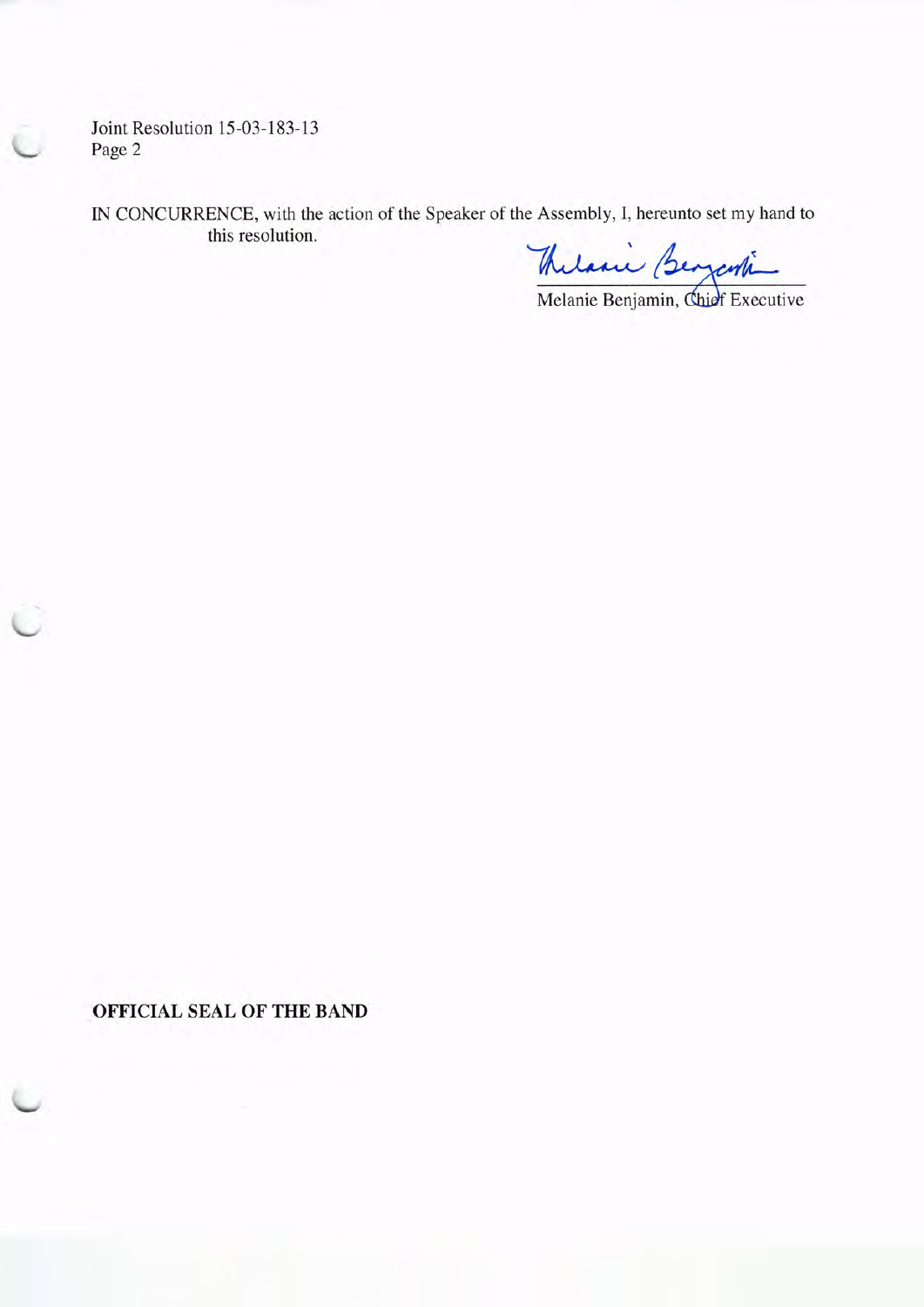Joint Resolution 15-03-183-13
Page 2

IN CONCURRENCE, with the action of the Speaker of the Assembly, I, hereunto set my hand to this resolution.

Melanie Benjamin, Chief Executive

**OFFICIAL SEAL OF THE BAND**